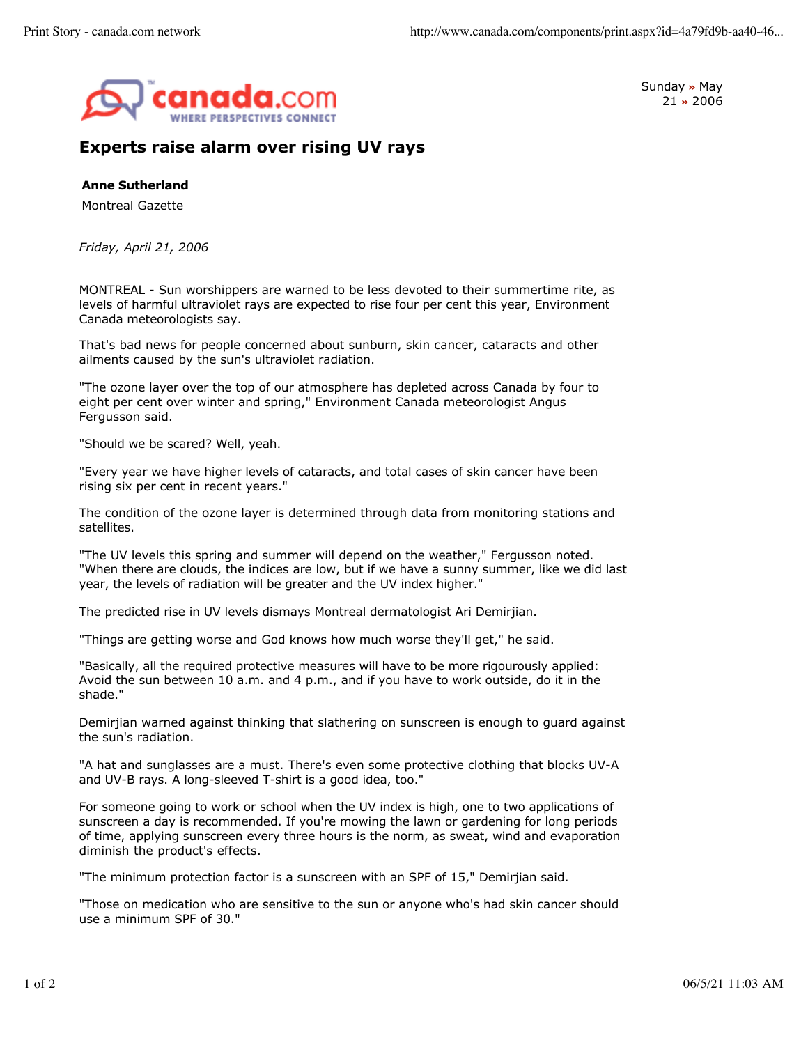Sunday » May 21 » 2006

# Experts raise alarm over rising UV rays

**Anne Sutherland**

Montreal Gazette

*Friday, April 21, 2006*

MONTREAL - Sun worshippers are warned to be less devoted to their summertime rite, as levels of harmful ultraviolet rays are expected to rise four per cent this year, Environment Canada meteorologists say.

That's bad news for people concerned about sunburn, skin cancer, cataracts and other ailments caused by the sun's ultraviolet radiation.

"The ozone layer over the top of our atmosphere has depleted across Canada by four to eight per cent over winter and spring," Environment Canada meteorologist Angus Fergusson said.

"Should we be scared? Well, yeah.

"Every year we have higher levels of cataracts, and total cases of skin cancer have been rising six per cent in recent years."

The condition of the ozone layer is determined through data from monitoring stations and satellites.

"The UV levels this spring and summer will depend on the weather," Fergusson noted. "When there are clouds, the indices are low, but if we have a sunny summer, like we did last year, the levels of radiation will be greater and the UV index higher."

The predicted rise in UV levels dismays Montreal dermatologist Ari Demirjian.

"Things are getting worse and God knows how much worse they'll get," he said.

"Basically, all the required protective measures will have to be more rigourously applied: Avoid the sun between 10 a.m. and 4 p.m., and if you have to work outside, do it in the shade."

Demirjian warned against thinking that slathering on sunscreen is enough to guard against the sun's radiation.

"A hat and sunglasses are a must. There's even some protective clothing that blocks UV-A and UV-B rays. A long-sleeved T-shirt is a good idea, too."

For someone going to work or school when the UV index is high, one to two applications of sunscreen a day is recommended. If you're mowing the lawn or gardening for long periods of time, applying sunscreen every three hours is the norm, as sweat, wind and evaporation diminish the product's effects.

"The minimum protection factor is a sunscreen with an SPF of 15," Demirjian said.

"Those on medication who are sensitive to the sun or anyone who's had skin cancer should use a minimum SPF of 30."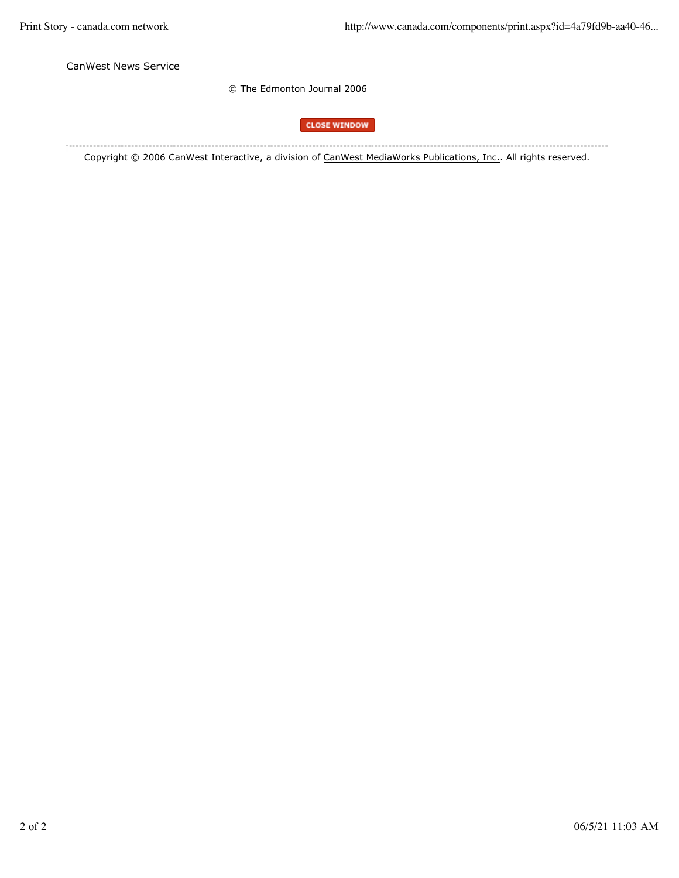CanWest News Service

© The Edmonton Journal 2006

CLOSE WINDOW

---

Copyright © 2006 CanWest Interactive, a division of CanWest MediaWorks Publications, Inc.. All rights reserved.